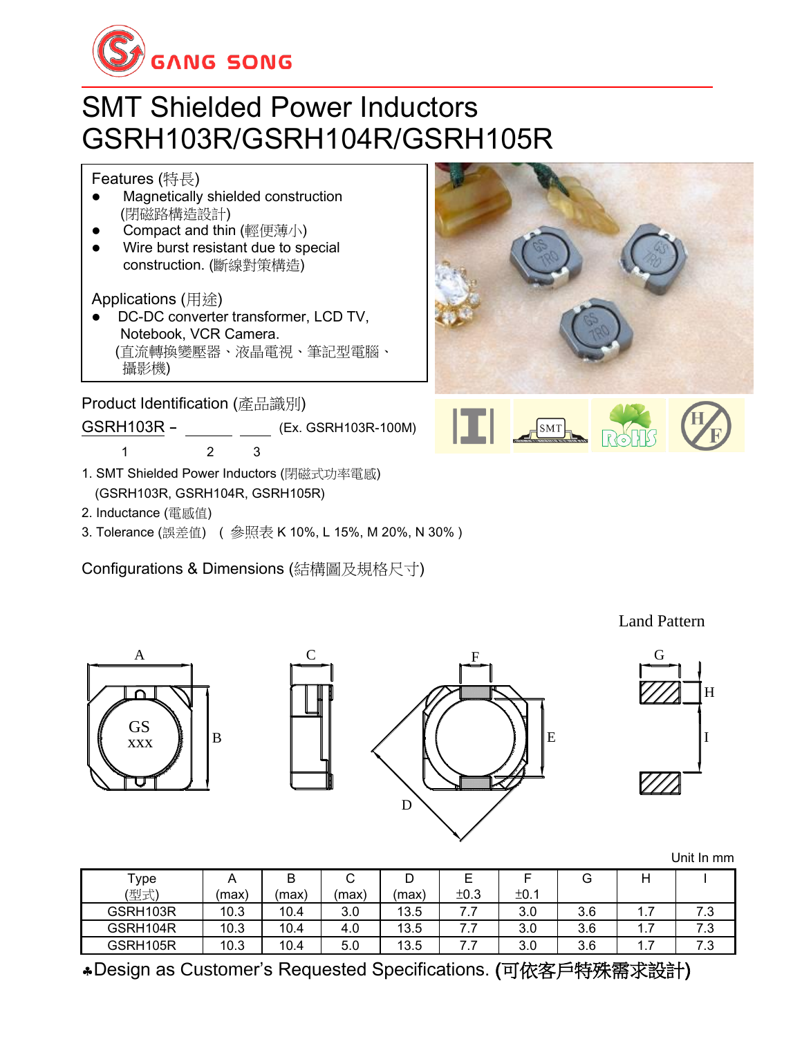GANG SONG

# SMT Shielded Power Inductors
# GSRH103R/GSRH104R/GSRH105R

Features (特長)
- Magnetically shielded construction (閉磁路構造設計)
- Compact and thin (輕便薄小)
- Wire burst resistant due to special construction. (斷線對策構造)

Applications (用途)
- DC-DC converter transformer, LCD TV, Notebook, VCR Camera. (直流轉換變壓器、液晶電視、筆記型電腦、攝影機)

Product Identification (產品識別)

GSRH103R - ______ ______ (Ex. GSRH103R-100M)

1 2 3

1. SMT Shielded Power Inductors (閉磁式功率電感) (GSRH103R, GSRH104R, GSRH105R)
2. Inductance (電感值)
3. Tolerance (誤差值) ( 參照表 K 10%, L 15%, M 20%, N 30% )

Configurations & Dimensions (結構圖及規格尺寸)

Land Pattern

A B C D E F G H I

GS
XXX

Unit In mm

| Type (型式) | A (max) | B (max) | C (max) | D (max) | E ±0.3 | F ±0.1 | G | H | I |
|---|---|---|---|---|---|---|---|---|---|
| GSRH103R | 10.3 | 10.4 | 3.0 | 13.5 | 7.7 | 3.0 | 3.6 | 1.7 | 7.3 |
| GSRH104R | 10.3 | 10.4 | 4.0 | 13.5 | 7.7 | 3.0 | 3.6 | 1.7 | 7.3 |
| GSRH105R | 10.3 | 10.4 | 5.0 | 13.5 | 7.7 | 3.0 | 3.6 | 1.7 | 7.3 |

♣Design as Customer's Requested Specifications. (可依客戶特殊需求設計)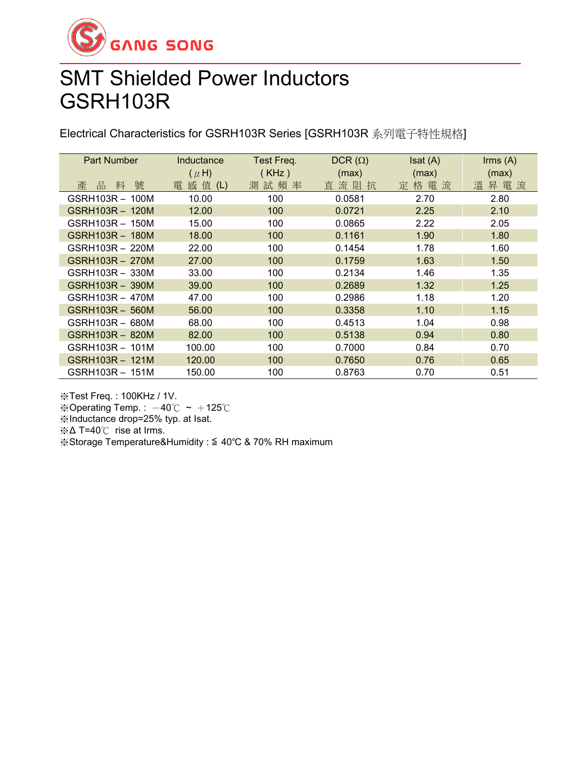# SMT Shielded Power Inductors
# GSRH103R

Electrical Characteristics for GSRH103R Series [GSRH103R 系列電子特性規格]

| Part Number<br>產 品 料 號 | Inductance<br>( $\mu$ H)<br>電 感 值 (L) | Test Freq.<br>( KHz )<br>測 試 頻 率 | DCR (Ω)<br>(max)<br>直 流 阻 抗 | Isat (A)<br>(max)<br>定 格 電 流 | Irms (A)<br>(max)<br>溫 昇 電 流 |
|---|---|---|---|---|---|
| GSRH103R – 100M | 10.00 | 100 | 0.0581 | 2.70 | 2.80 |
| GSRH103R – 120M | 12.00 | 100 | 0.0721 | 2.25 | 2.10 |
| GSRH103R – 150M | 15.00 | 100 | 0.0865 | 2.22 | 2.05 |
| GSRH103R – 180M | 18.00 | 100 | 0.1161 | 1.90 | 1.80 |
| GSRH103R – 220M | 22.00 | 100 | 0.1454 | 1.78 | 1.60 |
| GSRH103R – 270M | 27.00 | 100 | 0.1759 | 1.63 | 1.50 |
| GSRH103R – 330M | 33.00 | 100 | 0.2134 | 1.46 | 1.35 |
| GSRH103R – 390M | 39.00 | 100 | 0.2689 | 1.32 | 1.25 |
| GSRH103R – 470M | 47.00 | 100 | 0.2986 | 1.18 | 1.20 |
| GSRH103R – 560M | 56.00 | 100 | 0.3358 | 1.10 | 1.15 |
| GSRH103R – 680M | 68.00 | 100 | 0.4513 | 1.04 | 0.98 |
| GSRH103R – 820M | 82.00 | 100 | 0.5138 | 0.94 | 0.80 |
| GSRH103R – 101M | 100.00 | 100 | 0.7000 | 0.84 | 0.70 |
| GSRH103R – 121M | 120.00 | 100 | 0.7650 | 0.76 | 0.65 |
| GSRH103R – 151M | 150.00 | 100 | 0.8763 | 0.70 | 0.51 |

※Test Freq. : 100KHz / 1V.
※Operating Temp. : －40℃ ~ ＋125℃
※Inductance drop=25% typ. at Isat.
※Δ T=40℃ rise at Irms.
※Storage Temperature&Humidity : ≦ 40℃ & 70% RH maximum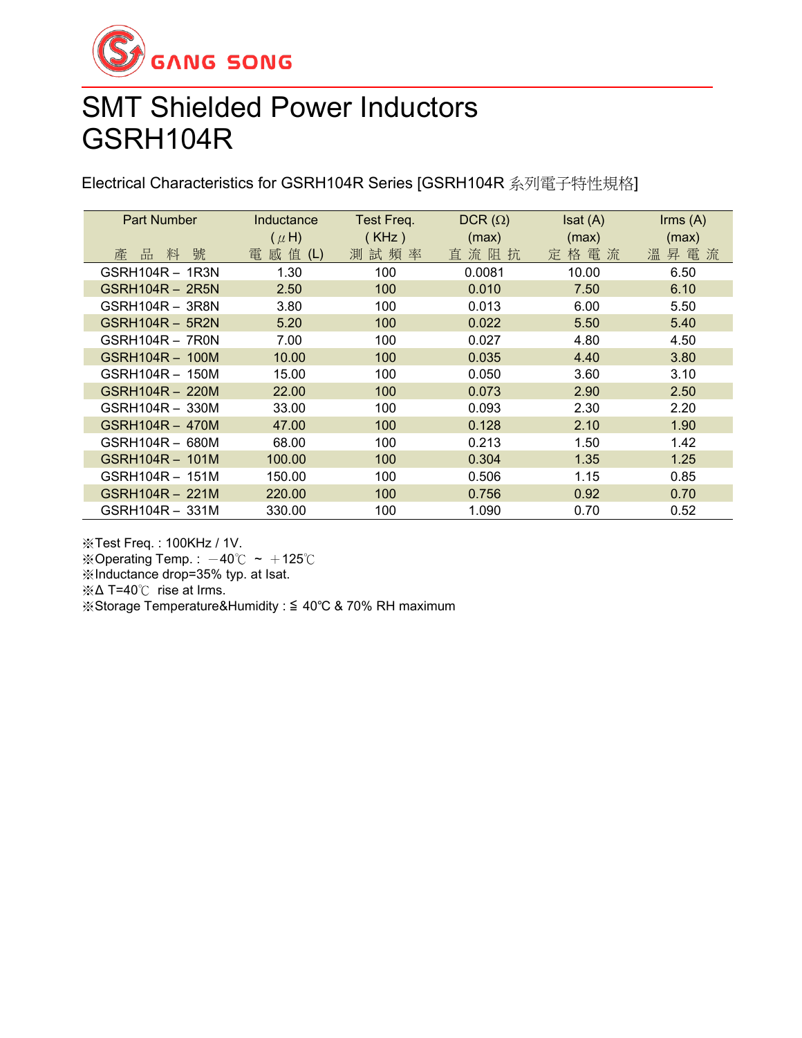GANG SONG

# SMT Shielded Power Inductors GSRH104R

Electrical Characteristics for GSRH104R Series [GSRH104R 系列電子特性規格]

| Part Number<br>產 品 料 號 | Inductance<br>( μH)<br>電 感 值 (L) | Test Freq.<br>( KHz )<br>測 試 頻 率 | DCR (Ω)<br>(max)<br>直 流 阻 抗 | Isat (A)<br>(max)<br>定 格 電 流 | Irms (A)<br>(max)<br>溫 昇 電 流 |
|---|---|---|---|---|---|
| GSRH104R－ 1R3N | 1.30 | 100 | 0.0081 | 10.00 | 6.50 |
| GSRH104R－ 2R5N | 2.50 | 100 | 0.010 | 7.50 | 6.10 |
| GSRH104R－ 3R8N | 3.80 | 100 | 0.013 | 6.00 | 5.50 |
| GSRH104R－ 5R2N | 5.20 | 100 | 0.022 | 5.50 | 5.40 |
| GSRH104R－ 7R0N | 7.00 | 100 | 0.027 | 4.80 | 4.50 |
| GSRH104R－ 100M | 10.00 | 100 | 0.035 | 4.40 | 3.80 |
| GSRH104R－ 150M | 15.00 | 100 | 0.050 | 3.60 | 3.10 |
| GSRH104R－ 220M | 22.00 | 100 | 0.073 | 2.90 | 2.50 |
| GSRH104R－ 330M | 33.00 | 100 | 0.093 | 2.30 | 2.20 |
| GSRH104R－ 470M | 47.00 | 100 | 0.128 | 2.10 | 1.90 |
| GSRH104R－ 680M | 68.00 | 100 | 0.213 | 1.50 | 1.42 |
| GSRH104R－ 101M | 100.00 | 100 | 0.304 | 1.35 | 1.25 |
| GSRH104R－ 151M | 150.00 | 100 | 0.506 | 1.15 | 0.85 |
| GSRH104R－ 221M | 220.00 | 100 | 0.756 | 0.92 | 0.70 |
| GSRH104R－ 331M | 330.00 | 100 | 1.090 | 0.70 | 0.52 |

※Test Freq. : 100KHz / 1V.
※Operating Temp. : －40℃ ~ ＋125℃
※Inductance drop=35% typ. at Isat.
※Δ T=40℃ rise at Irms.
※Storage Temperature&Humidity : ≦ 40℃ & 70% RH maximum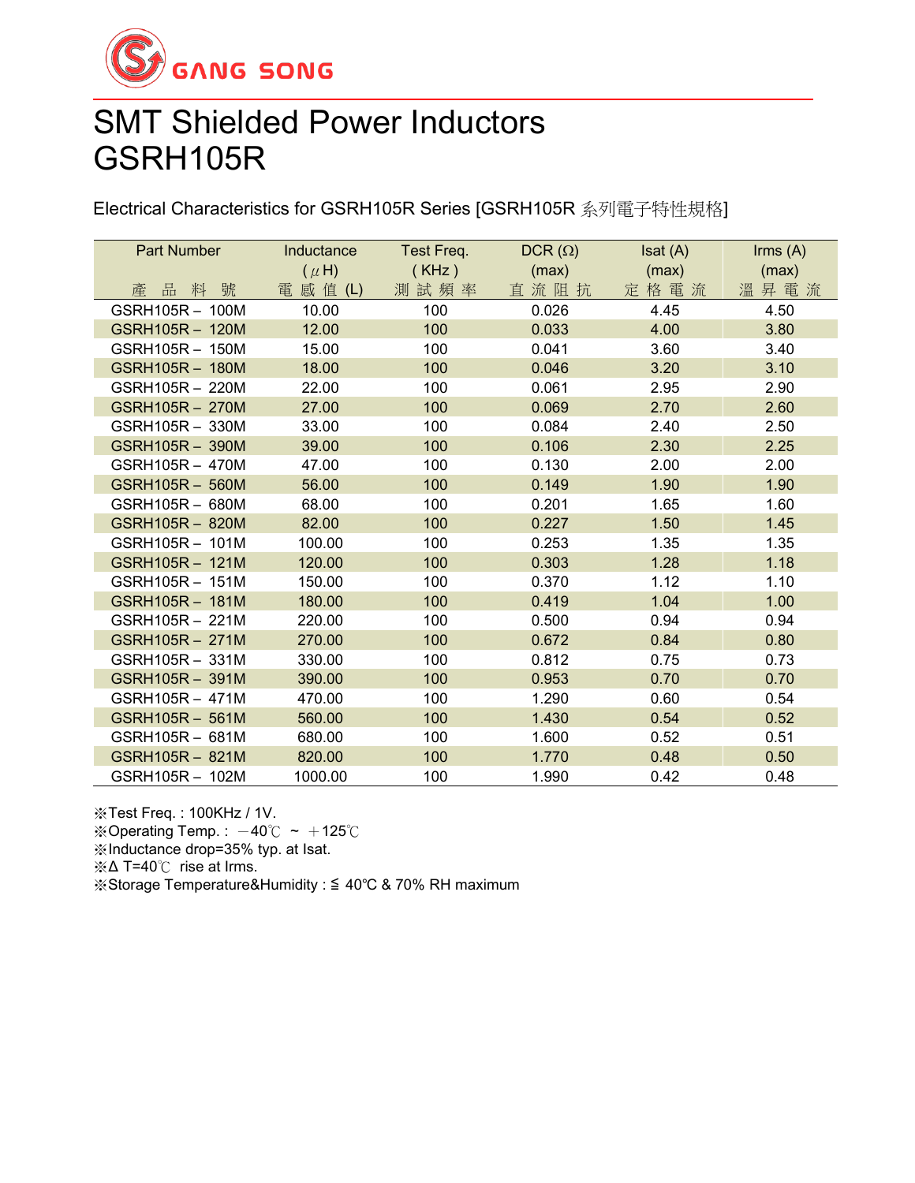GANG SONG

# SMT Shielded Power Inductors
# GSRH105R

Electrical Characteristics for GSRH105R Series [GSRH105R 系列電子特性規格]

| Part Number<br>產 品 料 號 | Inductance<br>( μH)<br>電 感 值 (L) | Test Freq.<br>( KHz )<br>測 試 頻 率 | DCR (Ω)<br>(max)<br>直 流 阻 抗 | Isat (A)<br>(max)<br>定 格 電 流 | Irms (A)<br>(max)<br>溫 昇 電 流 |
|---|---|---|---|---|---|
| GSRH105R – 100M | 10.00 | 100 | 0.026 | 4.45 | 4.50 |
| GSRH105R – 120M | 12.00 | 100 | 0.033 | 4.00 | 3.80 |
| GSRH105R – 150M | 15.00 | 100 | 0.041 | 3.60 | 3.40 |
| GSRH105R – 180M | 18.00 | 100 | 0.046 | 3.20 | 3.10 |
| GSRH105R – 220M | 22.00 | 100 | 0.061 | 2.95 | 2.90 |
| GSRH105R – 270M | 27.00 | 100 | 0.069 | 2.70 | 2.60 |
| GSRH105R – 330M | 33.00 | 100 | 0.084 | 2.40 | 2.50 |
| GSRH105R – 390M | 39.00 | 100 | 0.106 | 2.30 | 2.25 |
| GSRH105R – 470M | 47.00 | 100 | 0.130 | 2.00 | 2.00 |
| GSRH105R – 560M | 56.00 | 100 | 0.149 | 1.90 | 1.90 |
| GSRH105R – 680M | 68.00 | 100 | 0.201 | 1.65 | 1.60 |
| GSRH105R – 820M | 82.00 | 100 | 0.227 | 1.50 | 1.45 |
| GSRH105R – 101M | 100.00 | 100 | 0.253 | 1.35 | 1.35 |
| GSRH105R – 121M | 120.00 | 100 | 0.303 | 1.28 | 1.18 |
| GSRH105R – 151M | 150.00 | 100 | 0.370 | 1.12 | 1.10 |
| GSRH105R – 181M | 180.00 | 100 | 0.419 | 1.04 | 1.00 |
| GSRH105R – 221M | 220.00 | 100 | 0.500 | 0.94 | 0.94 |
| GSRH105R – 271M | 270.00 | 100 | 0.672 | 0.84 | 0.80 |
| GSRH105R – 331M | 330.00 | 100 | 0.812 | 0.75 | 0.73 |
| GSRH105R – 391M | 390.00 | 100 | 0.953 | 0.70 | 0.70 |
| GSRH105R – 471M | 470.00 | 100 | 1.290 | 0.60 | 0.54 |
| GSRH105R – 561M | 560.00 | 100 | 1.430 | 0.54 | 0.52 |
| GSRH105R – 681M | 680.00 | 100 | 1.600 | 0.52 | 0.51 |
| GSRH105R – 821M | 820.00 | 100 | 1.770 | 0.48 | 0.50 |
| GSRH105R – 102M | 1000.00 | 100 | 1.990 | 0.42 | 0.48 |

※Test Freq. : 100KHz / 1V.
※Operating Temp. : －40℃ ~ ＋125℃
※Inductance drop=35% typ. at Isat.
※Δ T=40℃ rise at Irms.
※Storage Temperature&Humidity : ≦ 40℃ & 70% RH maximum